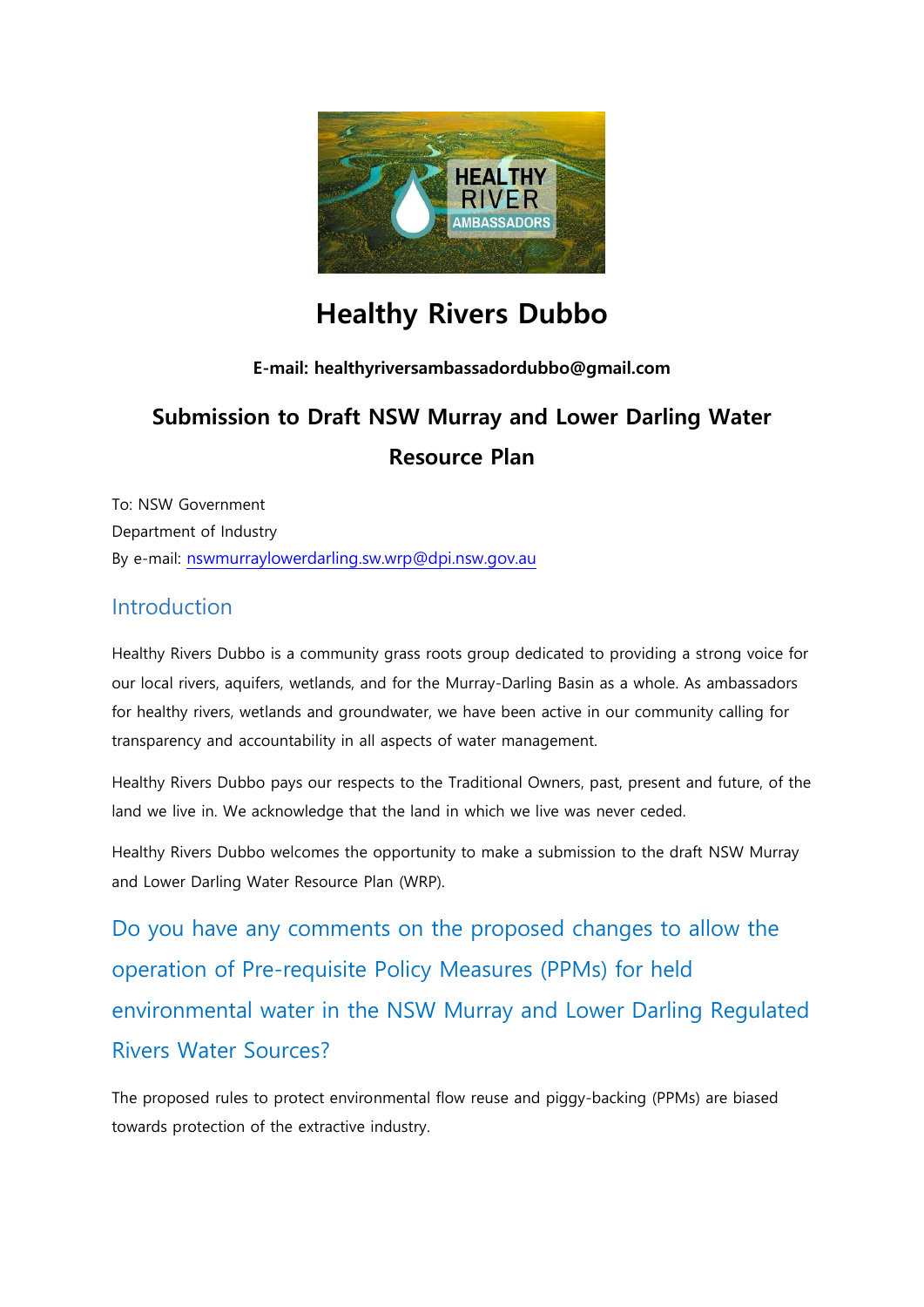# Healthy Rivers Dubbo

**E-mail: healthyriversambassadordubbo@gmail.com**

## Submission to Draft NSW Murray and Lower Darling Water Resource Plan

To: NSW Government
Department of Industry
By e-mail: nswmurraylowerdarling.sw.wrp@dpi.nsw.gov.au

### Introduction

Healthy Rivers Dubbo is a community grass roots group dedicated to providing a strong voice for our local rivers, aquifers, wetlands, and for the Murray-Darling Basin as a whole. As ambassadors for healthy rivers, wetlands and groundwater, we have been active in our community calling for transparency and accountability in all aspects of water management.

Healthy Rivers Dubbo pays our respects to the Traditional Owners, past, present and future, of the land we live in. We acknowledge that the land in which we live was never ceded.

Healthy Rivers Dubbo welcomes the opportunity to make a submission to the draft NSW Murray and Lower Darling Water Resource Plan (WRP).

### Do you have any comments on the proposed changes to allow the operation of Pre-requisite Policy Measures (PPMs) for held environmental water in the NSW Murray and Lower Darling Regulated Rivers Water Sources?

The proposed rules to protect environmental flow reuse and piggy-backing (PPMs) are biased towards protection of the extractive industry.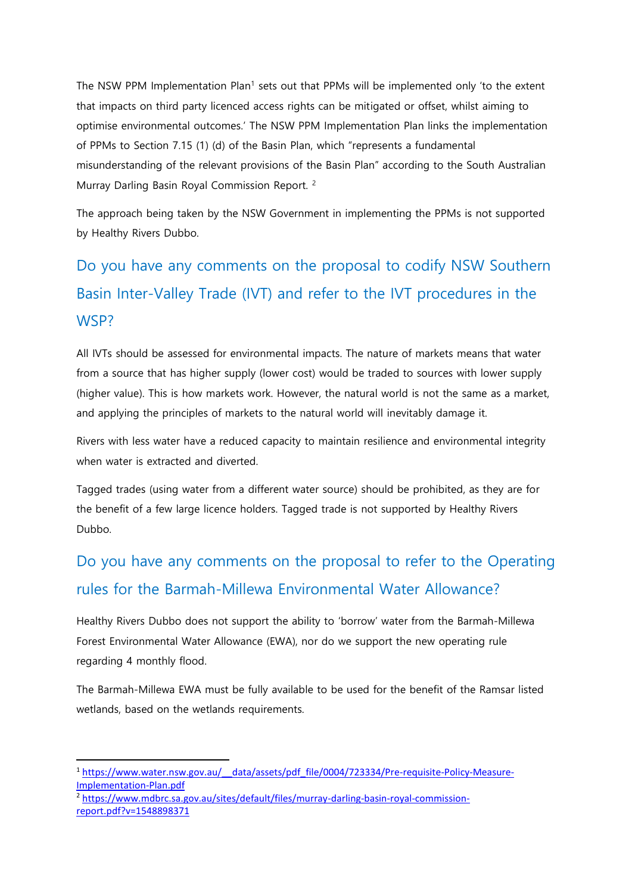The NSW PPM Implementation Plan[1] sets out that PPMs will be implemented only 'to the extent that impacts on third party licenced access rights can be mitigated or offset, whilst aiming to optimise environmental outcomes.' The NSW PPM Implementation Plan links the implementation of PPMs to Section 7.15 (1) (d) of the Basin Plan, which "represents a fundamental misunderstanding of the relevant provisions of the Basin Plan" according to the South Australian Murray Darling Basin Royal Commission Report. [2]

The approach being taken by the NSW Government in implementing the PPMs is not supported by Healthy Rivers Dubbo.

## Do you have any comments on the proposal to codify NSW Southern Basin Inter-Valley Trade (IVT) and refer to the IVT procedures in the WSP?

All IVTs should be assessed for environmental impacts. The nature of markets means that water from a source that has higher supply (lower cost) would be traded to sources with lower supply (higher value). This is how markets work. However, the natural world is not the same as a market, and applying the principles of markets to the natural world will inevitably damage it.

Rivers with less water have a reduced capacity to maintain resilience and environmental integrity when water is extracted and diverted.

Tagged trades (using water from a different water source) should be prohibited, as they are for the benefit of a few large licence holders. Tagged trade is not supported by Healthy Rivers Dubbo.

## Do you have any comments on the proposal to refer to the Operating rules for the Barmah-Millewa Environmental Water Allowance?

Healthy Rivers Dubbo does not support the ability to 'borrow' water from the Barmah-Millewa Forest Environmental Water Allowance (EWA), nor do we support the new operating rule regarding 4 monthly flood.

The Barmah-Millewa EWA must be fully available to be used for the benefit of the Ramsar listed wetlands, based on the wetlands requirements.

[1] https://www.water.nsw.gov.au/__data/assets/pdf_file/0004/723334/Pre-requisite-Policy-Measure-Implementation-Plan.pdf

[2] https://www.mdbrc.sa.gov.au/sites/default/files/murray-darling-basin-royal-commission-report.pdf?v=1548898371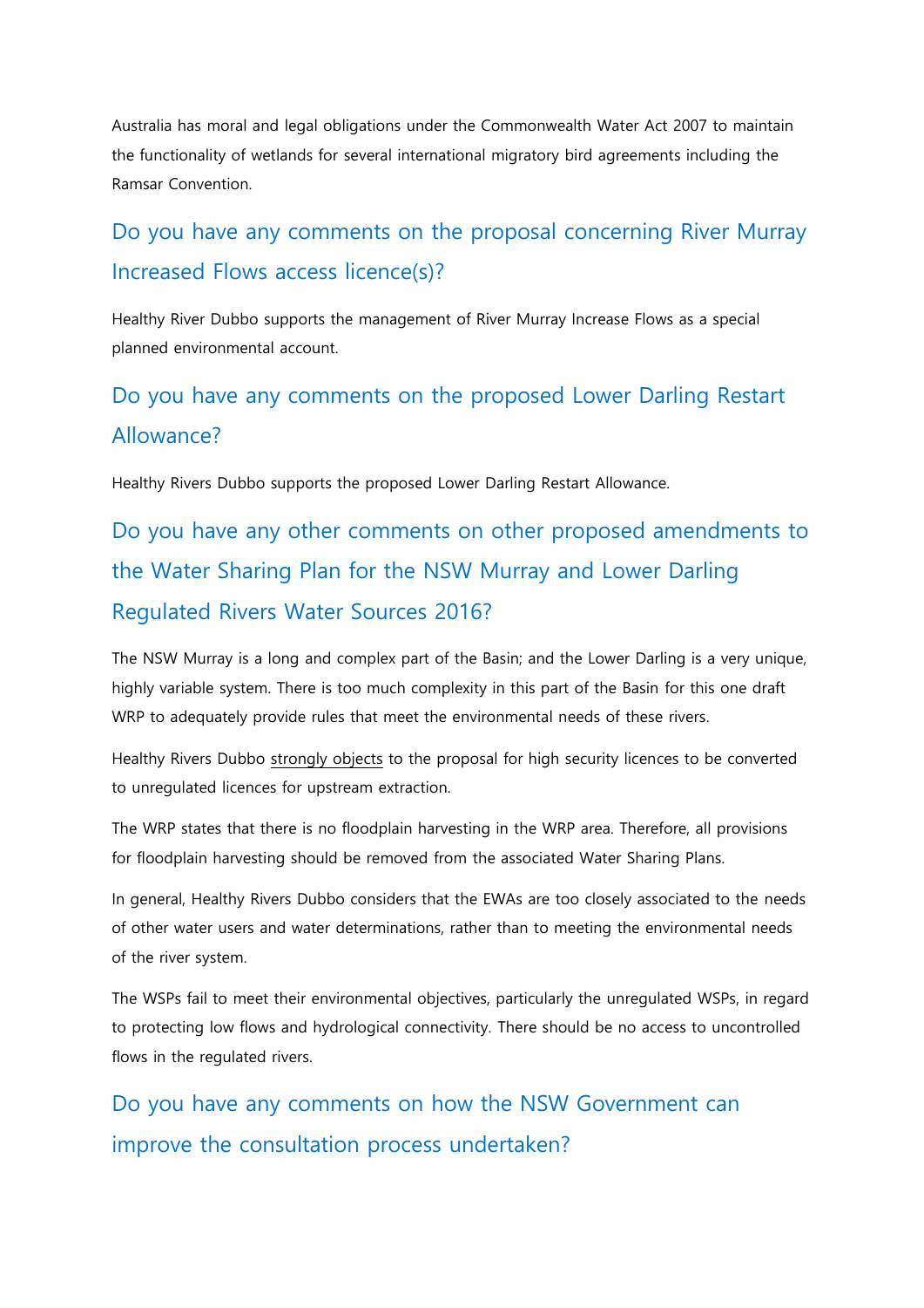Australia has moral and legal obligations under the Commonwealth Water Act 2007 to maintain the functionality of wetlands for several international migratory bird agreements including the Ramsar Convention.

## Do you have any comments on the proposal concerning River Murray Increased Flows access licence(s)?

Healthy River Dubbo supports the management of River Murray Increase Flows as a special planned environmental account.

## Do you have any comments on the proposed Lower Darling Restart Allowance?

Healthy Rivers Dubbo supports the proposed Lower Darling Restart Allowance.

## Do you have any other comments on other proposed amendments to the Water Sharing Plan for the NSW Murray and Lower Darling Regulated Rivers Water Sources 2016?

The NSW Murray is a long and complex part of the Basin; and the Lower Darling is a very unique, highly variable system. There is too much complexity in this part of the Basin for this one draft WRP to adequately provide rules that meet the environmental needs of these rivers.

Healthy Rivers Dubbo <u>strongly objects</u> to the proposal for high security licences to be converted to unregulated licences for upstream extraction.

The WRP states that there is no floodplain harvesting in the WRP area. Therefore, all provisions for floodplain harvesting should be removed from the associated Water Sharing Plans.

In general, Healthy Rivers Dubbo considers that the EWAs are too closely associated to the needs of other water users and water determinations, rather than to meeting the environmental needs of the river system.

The WSPs fail to meet their environmental objectives, particularly the unregulated WSPs, in regard to protecting low flows and hydrological connectivity. There should be no access to uncontrolled flows in the regulated rivers.

## Do you have any comments on how the NSW Government can improve the consultation process undertaken?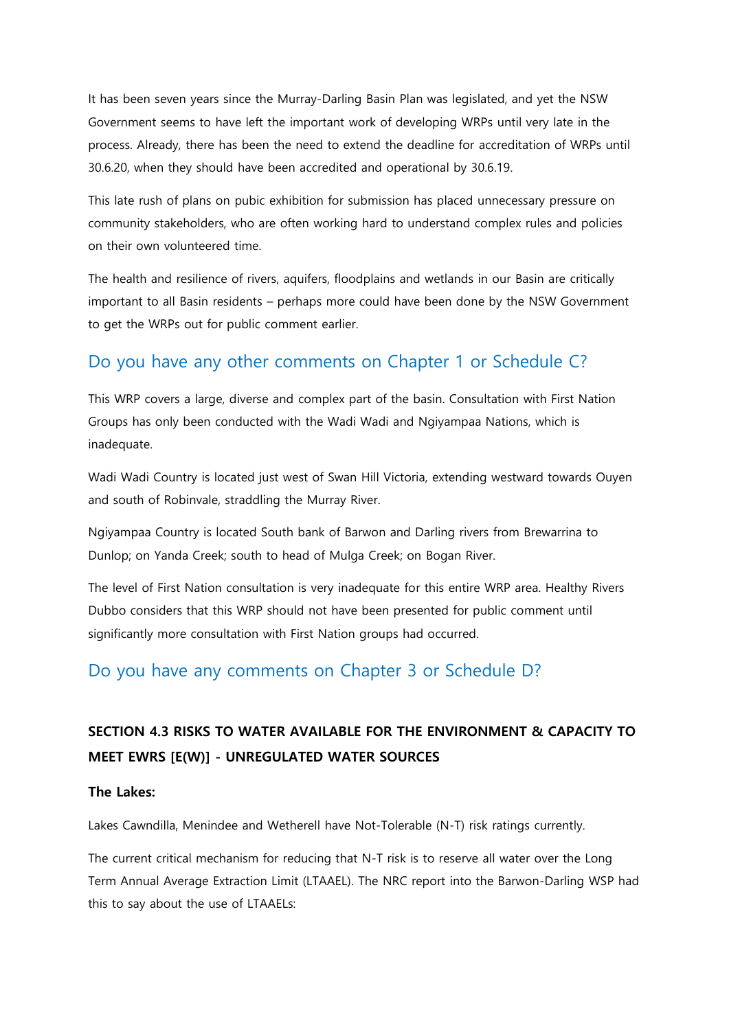It has been seven years since the Murray-Darling Basin Plan was legislated, and yet the NSW Government seems to have left the important work of developing WRPs until very late in the process. Already, there has been the need to extend the deadline for accreditation of WRPs until 30.6.20, when they should have been accredited and operational by 30.6.19.

This late rush of plans on pubic exhibition for submission has placed unnecessary pressure on community stakeholders, who are often working hard to understand complex rules and policies on their own volunteered time.

The health and resilience of rivers, aquifers, floodplains and wetlands in our Basin are critically important to all Basin residents – perhaps more could have been done by the NSW Government to get the WRPs out for public comment earlier.

## Do you have any other comments on Chapter 1 or Schedule C?

This WRP covers a large, diverse and complex part of the basin. Consultation with First Nation Groups has only been conducted with the Wadi Wadi and Ngiyampaa Nations, which is inadequate.

Wadi Wadi Country is located just west of Swan Hill Victoria, extending westward towards Ouyen and south of Robinvale, straddling the Murray River.

Ngiyampaa Country is located South bank of Barwon and Darling rivers from Brewarrina to Dunlop; on Yanda Creek; south to head of Mulga Creek; on Bogan River.

The level of First Nation consultation is very inadequate for this entire WRP area. Healthy Rivers Dubbo considers that this WRP should not have been presented for public comment until significantly more consultation with First Nation groups had occurred.

## Do you have any comments on Chapter 3 or Schedule D?

### SECTION 4.3 RISKS TO WATER AVAILABLE FOR THE ENVIRONMENT & CAPACITY TO MEET EWRS [E(W)] - UNREGULATED WATER SOURCES

**The Lakes:**

Lakes Cawndilla, Menindee and Wetherell have Not-Tolerable (N-T) risk ratings currently.

The current critical mechanism for reducing that N-T risk is to reserve all water over the Long Term Annual Average Extraction Limit (LTAAEL). The NRC report into the Barwon-Darling WSP had this to say about the use of LTAAELs: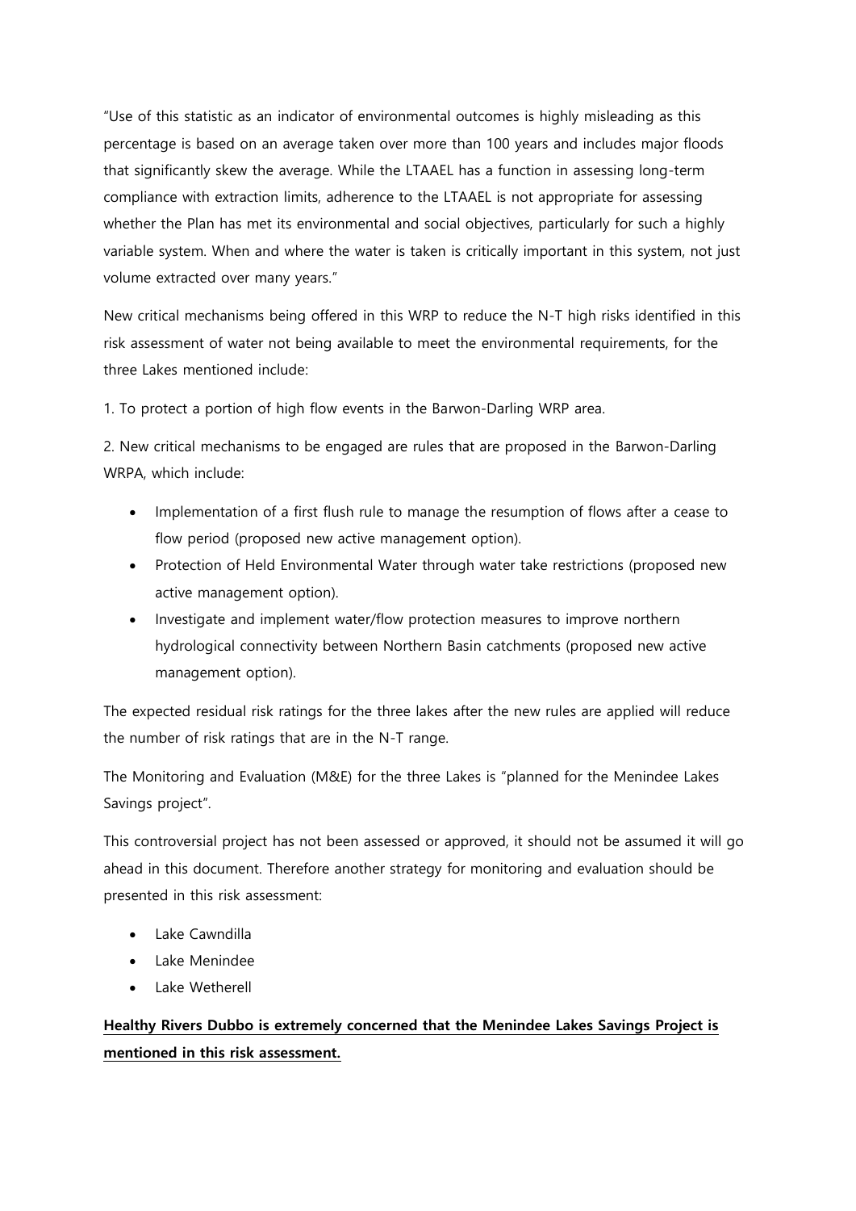"Use of this statistic as an indicator of environmental outcomes is highly misleading as this percentage is based on an average taken over more than 100 years and includes major floods that significantly skew the average. While the LTAAEL has a function in assessing long-term compliance with extraction limits, adherence to the LTAAEL is not appropriate for assessing whether the Plan has met its environmental and social objectives, particularly for such a highly variable system. When and where the water is taken is critically important in this system, not just volume extracted over many years."

New critical mechanisms being offered in this WRP to reduce the N-T high risks identified in this risk assessment of water not being available to meet the environmental requirements, for the three Lakes mentioned include:

1. To protect a portion of high flow events in the Barwon-Darling WRP area.

2. New critical mechanisms to be engaged are rules that are proposed in the Barwon-Darling WRPA, which include:

- Implementation of a first flush rule to manage the resumption of flows after a cease to flow period (proposed new active management option).
- Protection of Held Environmental Water through water take restrictions (proposed new active management option).
- Investigate and implement water/flow protection measures to improve northern hydrological connectivity between Northern Basin catchments (proposed new active management option).

The expected residual risk ratings for the three lakes after the new rules are applied will reduce the number of risk ratings that are in the N-T range.

The Monitoring and Evaluation (M&E) for the three Lakes is "planned for the Menindee Lakes Savings project".

This controversial project has not been assessed or approved, it should not be assumed it will go ahead in this document. Therefore another strategy for monitoring and evaluation should be presented in this risk assessment:

- Lake Cawndilla
- Lake Menindee
- Lake Wetherell

<u>**Healthy Rivers Dubbo is extremely concerned that the Menindee Lakes Savings Project is mentioned in this risk assessment.**</u>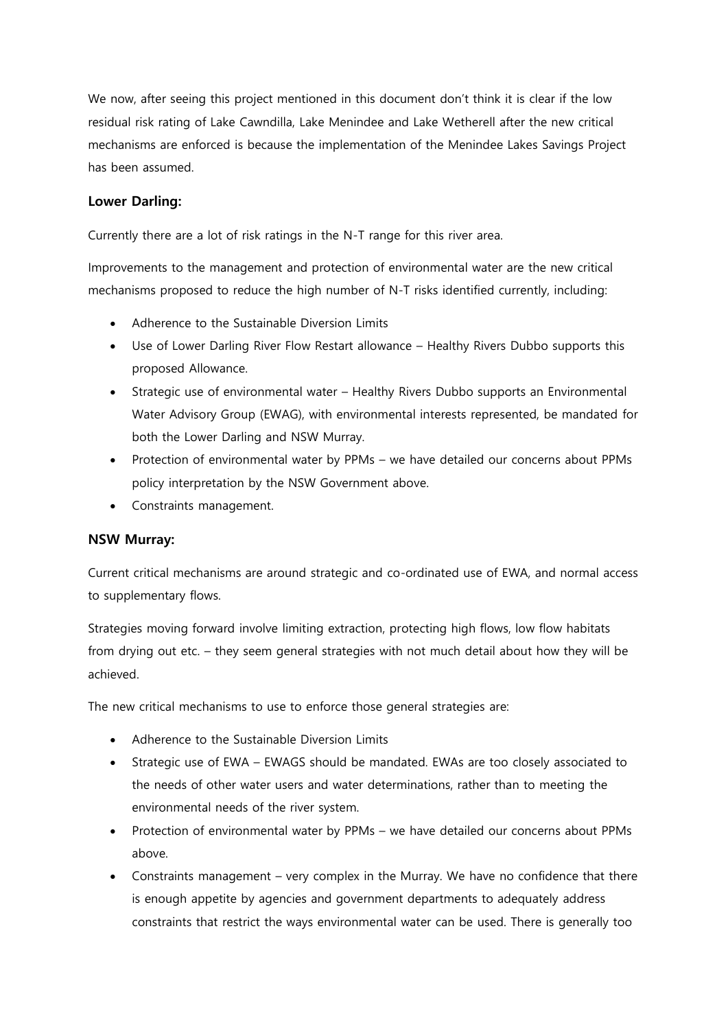We now, after seeing this project mentioned in this document don't think it is clear if the low residual risk rating of Lake Cawndilla, Lake Menindee and Lake Wetherell after the new critical mechanisms are enforced is because the implementation of the Menindee Lakes Savings Project has been assumed.

### Lower Darling:

Currently there are a lot of risk ratings in the N-T range for this river area.

Improvements to the management and protection of environmental water are the new critical mechanisms proposed to reduce the high number of N-T risks identified currently, including:

- Adherence to the Sustainable Diversion Limits
- Use of Lower Darling River Flow Restart allowance – Healthy Rivers Dubbo supports this proposed Allowance.
- Strategic use of environmental water – Healthy Rivers Dubbo supports an Environmental Water Advisory Group (EWAG), with environmental interests represented, be mandated for both the Lower Darling and NSW Murray.
- Protection of environmental water by PPMs – we have detailed our concerns about PPMs policy interpretation by the NSW Government above.
- Constraints management.

### NSW Murray:

Current critical mechanisms are around strategic and co-ordinated use of EWA, and normal access to supplementary flows.

Strategies moving forward involve limiting extraction, protecting high flows, low flow habitats from drying out etc. – they seem general strategies with not much detail about how they will be achieved.

The new critical mechanisms to use to enforce those general strategies are:

- Adherence to the Sustainable Diversion Limits
- Strategic use of EWA – EWAGS should be mandated. EWAs are too closely associated to the needs of other water users and water determinations, rather than to meeting the environmental needs of the river system.
- Protection of environmental water by PPMs – we have detailed our concerns about PPMs above.
- Constraints management – very complex in the Murray. We have no confidence that there is enough appetite by agencies and government departments to adequately address constraints that restrict the ways environmental water can be used. There is generally too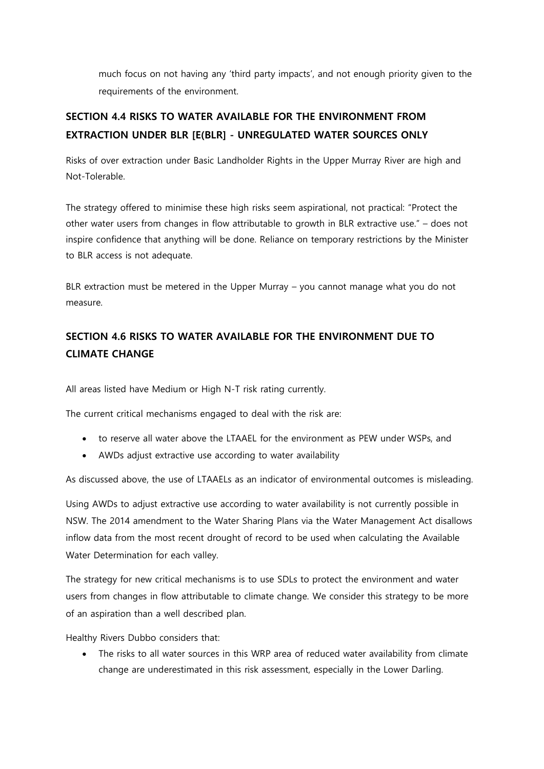much focus on not having any 'third party impacts', and not enough priority given to the requirements of the environment.

## SECTION 4.4 RISKS TO WATER AVAILABLE FOR THE ENVIRONMENT FROM EXTRACTION UNDER BLR [E(BLR] - UNREGULATED WATER SOURCES ONLY

Risks of over extraction under Basic Landholder Rights in the Upper Murray River are high and Not-Tolerable.

The strategy offered to minimise these high risks seem aspirational, not practical: "Protect the other water users from changes in flow attributable to growth in BLR extractive use." – does not inspire confidence that anything will be done. Reliance on temporary restrictions by the Minister to BLR access is not adequate.

BLR extraction must be metered in the Upper Murray – you cannot manage what you do not measure.

## SECTION 4.6 RISKS TO WATER AVAILABLE FOR THE ENVIRONMENT DUE TO CLIMATE CHANGE

All areas listed have Medium or High N-T risk rating currently.

The current critical mechanisms engaged to deal with the risk are:

- to reserve all water above the LTAAEL for the environment as PEW under WSPs, and
- AWDs adjust extractive use according to water availability

As discussed above, the use of LTAAELs as an indicator of environmental outcomes is misleading.

Using AWDs to adjust extractive use according to water availability is not currently possible in NSW. The 2014 amendment to the Water Sharing Plans via the Water Management Act disallows inflow data from the most recent drought of record to be used when calculating the Available Water Determination for each valley.

The strategy for new critical mechanisms is to use SDLs to protect the environment and water users from changes in flow attributable to climate change. We consider this strategy to be more of an aspiration than a well described plan.

Healthy Rivers Dubbo considers that:

- The risks to all water sources in this WRP area of reduced water availability from climate change are underestimated in this risk assessment, especially in the Lower Darling.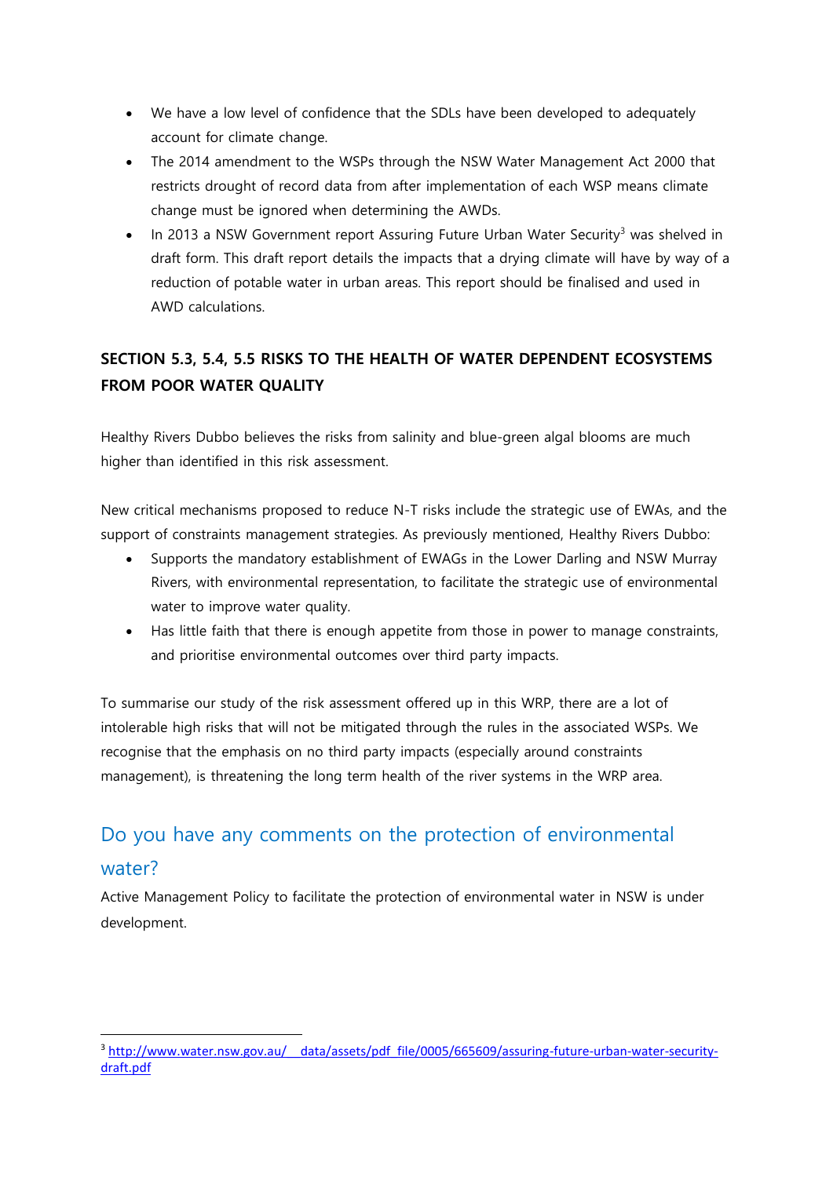- We have a low level of confidence that the SDLs have been developed to adequately account for climate change.
- The 2014 amendment to the WSPs through the NSW Water Management Act 2000 that restricts drought of record data from after implementation of each WSP means climate change must be ignored when determining the AWDs.
- In 2013 a NSW Government report Assuring Future Urban Water Security[3] was shelved in draft form. This draft report details the impacts that a drying climate will have by way of a reduction of potable water in urban areas. This report should be finalised and used in AWD calculations.

## SECTION 5.3, 5.4, 5.5 RISKS TO THE HEALTH OF WATER DEPENDENT ECOSYSTEMS FROM POOR WATER QUALITY

Healthy Rivers Dubbo believes the risks from salinity and blue-green algal blooms are much higher than identified in this risk assessment.

New critical mechanisms proposed to reduce N-T risks include the strategic use of EWAs, and the support of constraints management strategies. As previously mentioned, Healthy Rivers Dubbo:

- Supports the mandatory establishment of EWAGs in the Lower Darling and NSW Murray Rivers, with environmental representation, to facilitate the strategic use of environmental water to improve water quality.
- Has little faith that there is enough appetite from those in power to manage constraints, and prioritise environmental outcomes over third party impacts.

To summarise our study of the risk assessment offered up in this WRP, there are a lot of intolerable high risks that will not be mitigated through the rules in the associated WSPs. We recognise that the emphasis on no third party impacts (especially around constraints management), is threatening the long term health of the river systems in the WRP area.

## Do you have any comments on the protection of environmental water?

Active Management Policy to facilitate the protection of environmental water in NSW is under development.

[3] http://www.water.nsw.gov.au/__data/assets/pdf_file/0005/665609/assuring-future-urban-water-security-draft.pdf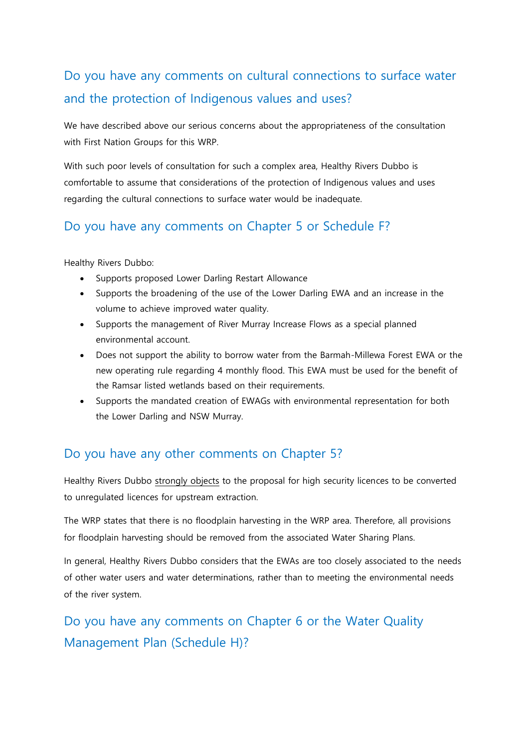## Do you have any comments on cultural connections to surface water and the protection of Indigenous values and uses?

We have described above our serious concerns about the appropriateness of the consultation with First Nation Groups for this WRP.

With such poor levels of consultation for such a complex area, Healthy Rivers Dubbo is comfortable to assume that considerations of the protection of Indigenous values and uses regarding the cultural connections to surface water would be inadequate.

## Do you have any comments on Chapter 5 or Schedule F?

Healthy Rivers Dubbo:

- Supports proposed Lower Darling Restart Allowance
- Supports the broadening of the use of the Lower Darling EWA and an increase in the volume to achieve improved water quality.
- Supports the management of River Murray Increase Flows as a special planned environmental account.
- Does not support the ability to borrow water from the Barmah-Millewa Forest EWA or the new operating rule regarding 4 monthly flood. This EWA must be used for the benefit of the Ramsar listed wetlands based on their requirements.
- Supports the mandated creation of EWAGs with environmental representation for both the Lower Darling and NSW Murray.

## Do you have any other comments on Chapter 5?

Healthy Rivers Dubbo strongly objects to the proposal for high security licences to be converted to unregulated licences for upstream extraction.

The WRP states that there is no floodplain harvesting in the WRP area. Therefore, all provisions for floodplain harvesting should be removed from the associated Water Sharing Plans.

In general, Healthy Rivers Dubbo considers that the EWAs are too closely associated to the needs of other water users and water determinations, rather than to meeting the environmental needs of the river system.

## Do you have any comments on Chapter 6 or the Water Quality Management Plan (Schedule H)?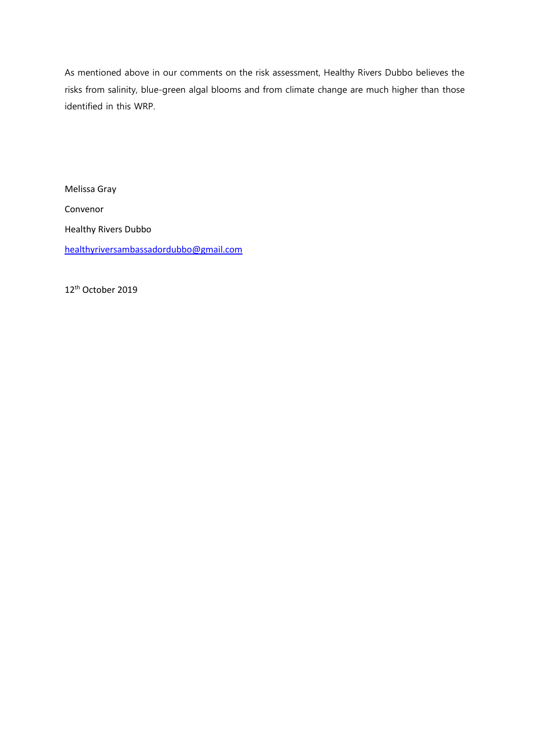As mentioned above in our comments on the risk assessment, Healthy Rivers Dubbo believes the risks from salinity, blue-green algal blooms and from climate change are much higher than those identified in this WRP.

Melissa Gray

Convenor

Healthy Rivers Dubbo

healthyriversambassadordubbo@gmail.com

12th October 2019